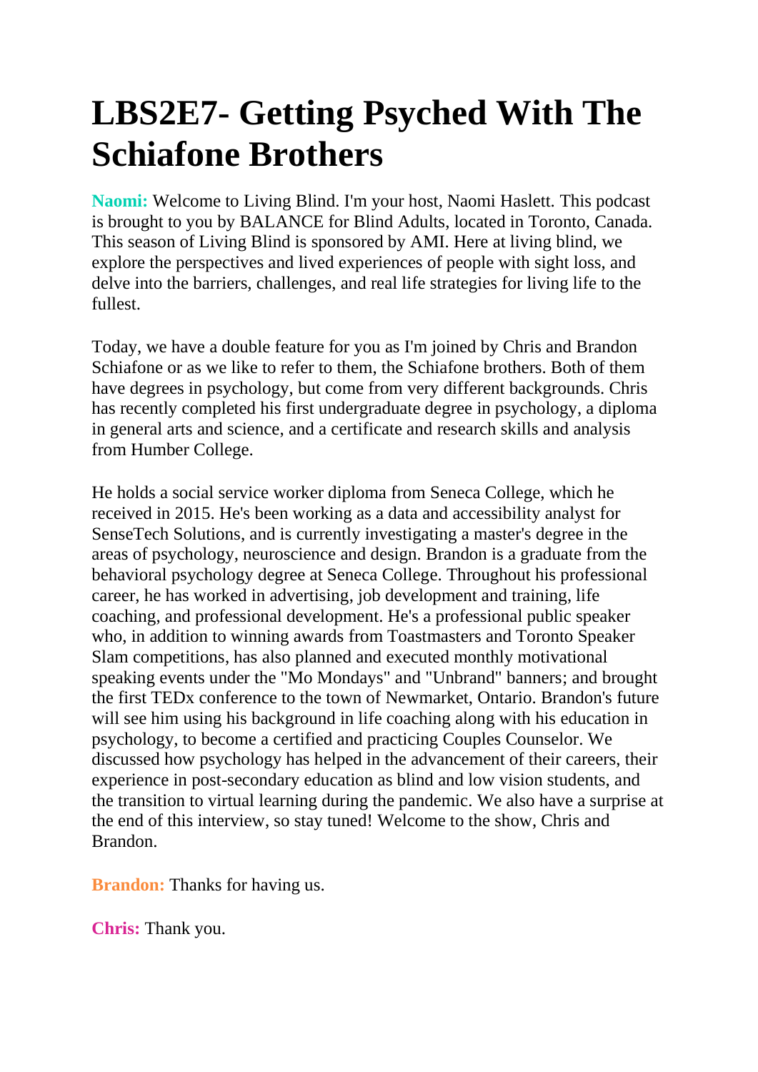# LBS2E7- Getting Psyched With The Schiafone Brothers

**Naomi:** Welcome to Living Blind. I'm your host, Naomi Haslett. This podcast is brought to you by BALANCE for Blind Adults, located in Toronto, Canada. This season of Living Blind is sponsored by AMI. Here at living blind, we explore the perspectives and lived experiences of people with sight loss, and delve into the barriers, challenges, and real life strategies for living life to the fullest.

Today, we have a double feature for you as I'm joined by Chris and Brandon Schiafone or as we like to refer to them, the Schiafone brothers. Both of them have degrees in psychology, but come from very different backgrounds. Chris has recently completed his first undergraduate degree in psychology, a diploma in general arts and science, and a certificate and research skills and analysis from Humber College.

He holds a social service worker diploma from Seneca College, which he received in 2015. He's been working as a data and accessibility analyst for SenseTech Solutions, and is currently investigating a master's degree in the areas of psychology, neuroscience and design. Brandon is a graduate from the behavioral psychology degree at Seneca College. Throughout his professional career, he has worked in advertising, job development and training, life coaching, and professional development. He's a professional public speaker who, in addition to winning awards from Toastmasters and Toronto Speaker Slam competitions, has also planned and executed monthly motivational speaking events under the "Mo Mondays" and "Unbrand" banners; and brought the first TEDx conference to the town of Newmarket, Ontario. Brandon's future will see him using his background in life coaching along with his education in psychology, to become a certified and practicing Couples Counselor. We discussed how psychology has helped in the advancement of their careers, their experience in post-secondary education as blind and low vision students, and the transition to virtual learning during the pandemic. We also have a surprise at the end of this interview, so stay tuned! Welcome to the show, Chris and Brandon.

**Brandon:** Thanks for having us.

**Chris:** Thank you.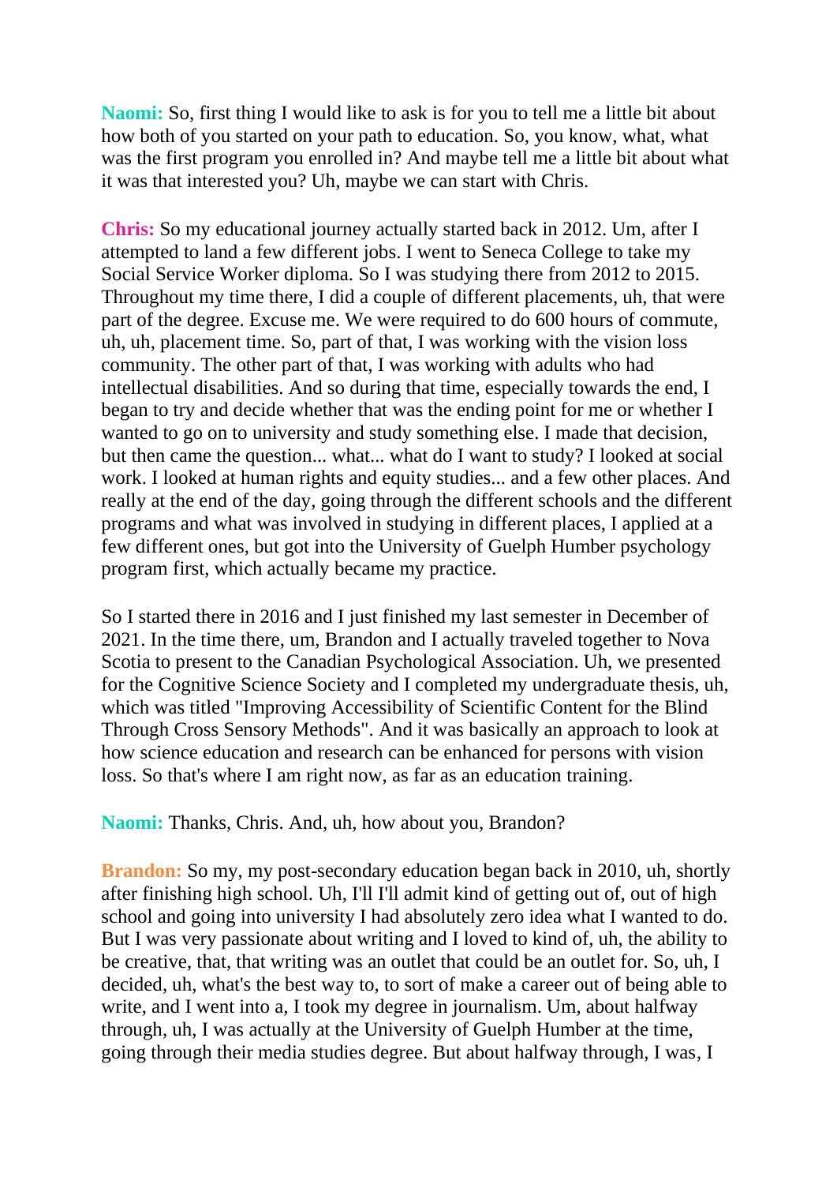**Naomi:** So, first thing I would like to ask is for you to tell me a little bit about how both of you started on your path to education. So, you know, what, what was the first program you enrolled in? And maybe tell me a little bit about what it was that interested you? Uh, maybe we can start with Chris.

**Chris:** So my educational journey actually started back in 2012. Um, after I attempted to land a few different jobs. I went to Seneca College to take my Social Service Worker diploma. So I was studying there from 2012 to 2015. Throughout my time there, I did a couple of different placements, uh, that were part of the degree. Excuse me. We were required to do 600 hours of commute, uh, uh, placement time. So, part of that, I was working with the vision loss community. The other part of that, I was working with adults who had intellectual disabilities. And so during that time, especially towards the end, I began to try and decide whether that was the ending point for me or whether I wanted to go on to university and study something else. I made that decision, but then came the question... what... what do I want to study? I looked at social work. I looked at human rights and equity studies... and a few other places. And really at the end of the day, going through the different schools and the different programs and what was involved in studying in different places, I applied at a few different ones, but got into the University of Guelph Humber psychology program first, which actually became my practice.

So I started there in 2016 and I just finished my last semester in December of 2021. In the time there, um, Brandon and I actually traveled together to Nova Scotia to present to the Canadian Psychological Association. Uh, we presented for the Cognitive Science Society and I completed my undergraduate thesis, uh, which was titled "Improving Accessibility of Scientific Content for the Blind Through Cross Sensory Methods". And it was basically an approach to look at how science education and research can be enhanced for persons with vision loss. So that's where I am right now, as far as an education training.

**Naomi:** Thanks, Chris. And, uh, how about you, Brandon?

**Brandon:** So my, my post-secondary education began back in 2010, uh, shortly after finishing high school. Uh, I'll I'll admit kind of getting out of, out of high school and going into university I had absolutely zero idea what I wanted to do. But I was very passionate about writing and I loved to kind of, uh, the ability to be creative, that, that writing was an outlet that could be an outlet for. So, uh, I decided, uh, what's the best way to, to sort of make a career out of being able to write, and I went into a, I took my degree in journalism. Um, about halfway through, uh, I was actually at the University of Guelph Humber at the time, going through their media studies degree. But about halfway through, I was, I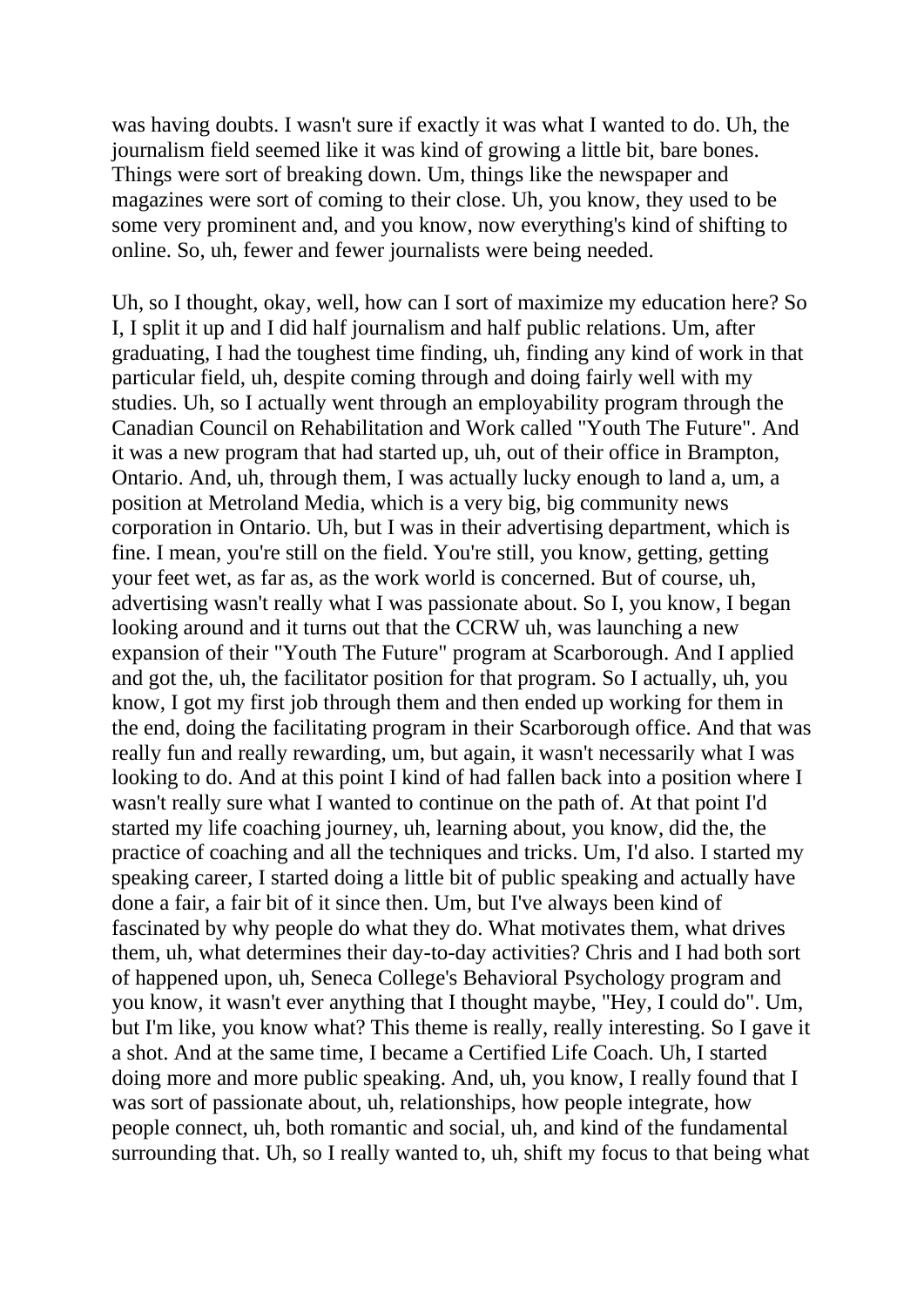was having doubts. I wasn't sure if exactly it was what I wanted to do. Uh, the journalism field seemed like it was kind of growing a little bit, bare bones. Things were sort of breaking down. Um, things like the newspaper and magazines were sort of coming to their close. Uh, you know, they used to be some very prominent and, and you know, now everything's kind of shifting to online. So, uh, fewer and fewer journalists were being needed.

Uh, so I thought, okay, well, how can I sort of maximize my education here? So I, I split it up and I did half journalism and half public relations. Um, after graduating, I had the toughest time finding, uh, finding any kind of work in that particular field, uh, despite coming through and doing fairly well with my studies. Uh, so I actually went through an employability program through the Canadian Council on Rehabilitation and Work called "Youth The Future". And it was a new program that had started up, uh, out of their office in Brampton, Ontario. And, uh, through them, I was actually lucky enough to land a, um, a position at Metroland Media, which is a very big, big community news corporation in Ontario. Uh, but I was in their advertising department, which is fine. I mean, you're still on the field. You're still, you know, getting, getting your feet wet, as far as, as the work world is concerned. But of course, uh, advertising wasn't really what I was passionate about. So I, you know, I began looking around and it turns out that the CCRW uh, was launching a new expansion of their "Youth The Future" program at Scarborough. And I applied and got the, uh, the facilitator position for that program. So I actually, uh, you know, I got my first job through them and then ended up working for them in the end, doing the facilitating program in their Scarborough office. And that was really fun and really rewarding, um, but again, it wasn't necessarily what I was looking to do. And at this point I kind of had fallen back into a position where I wasn't really sure what I wanted to continue on the path of. At that point I'd started my life coaching journey, uh, learning about, you know, did the, the practice of coaching and all the techniques and tricks. Um, I'd also. I started my speaking career, I started doing a little bit of public speaking and actually have done a fair, a fair bit of it since then. Um, but I've always been kind of fascinated by why people do what they do. What motivates them, what drives them, uh, what determines their day-to-day activities? Chris and I had both sort of happened upon, uh, Seneca College's Behavioral Psychology program and you know, it wasn't ever anything that I thought maybe, "Hey, I could do". Um, but I'm like, you know what? This theme is really, really interesting. So I gave it a shot. And at the same time, I became a Certified Life Coach. Uh, I started doing more and more public speaking. And, uh, you know, I really found that I was sort of passionate about, uh, relationships, how people integrate, how people connect, uh, both romantic and social, uh, and kind of the fundamental surrounding that. Uh, so I really wanted to, uh, shift my focus to that being what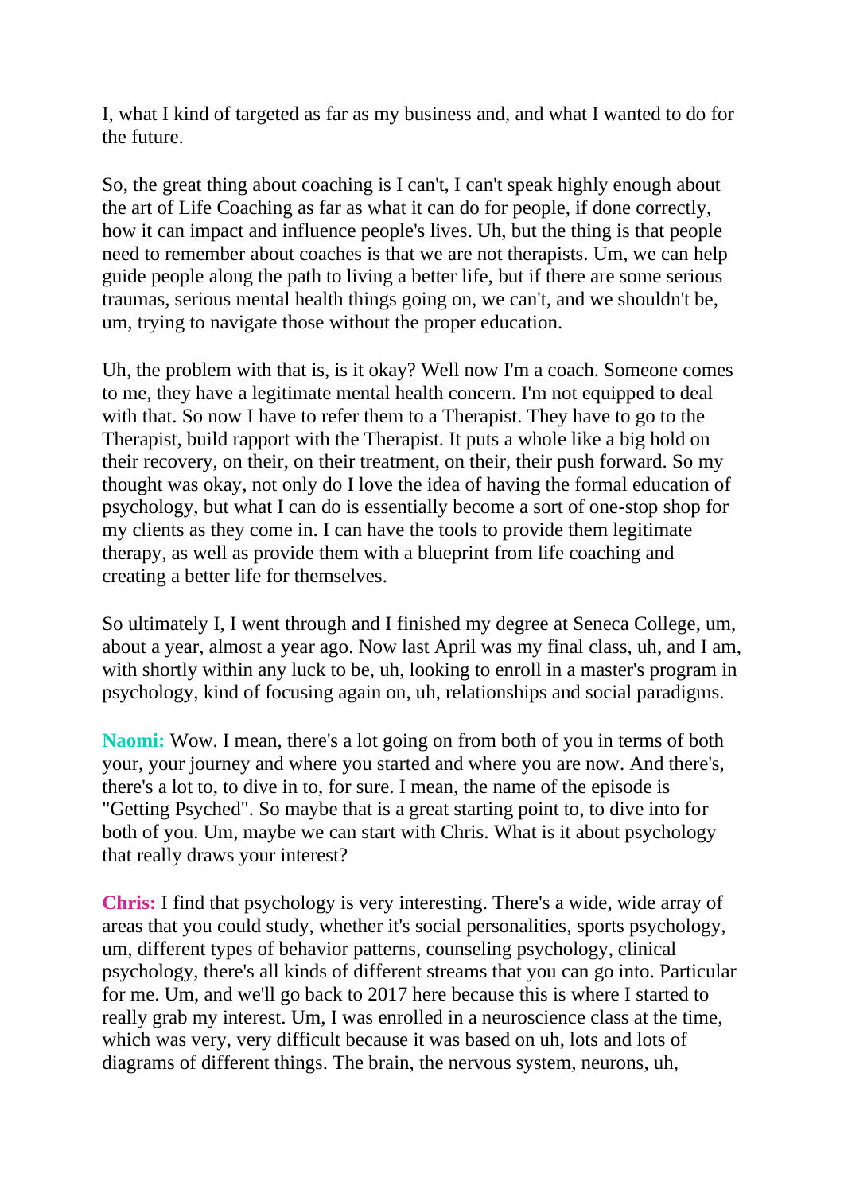I, what I kind of targeted as far as my business and, and what I wanted to do for the future.

So, the great thing about coaching is I can't, I can't speak highly enough about the art of Life Coaching as far as what it can do for people, if done correctly, how it can impact and influence people's lives. Uh, but the thing is that people need to remember about coaches is that we are not therapists. Um, we can help guide people along the path to living a better life, but if there are some serious traumas, serious mental health things going on, we can't, and we shouldn't be, um, trying to navigate those without the proper education.

Uh, the problem with that is, is it okay? Well now I'm a coach. Someone comes to me, they have a legitimate mental health concern. I'm not equipped to deal with that. So now I have to refer them to a Therapist. They have to go to the Therapist, build rapport with the Therapist. It puts a whole like a big hold on their recovery, on their, on their treatment, on their, their push forward. So my thought was okay, not only do I love the idea of having the formal education of psychology, but what I can do is essentially become a sort of one-stop shop for my clients as they come in. I can have the tools to provide them legitimate therapy, as well as provide them with a blueprint from life coaching and creating a better life for themselves.

So ultimately I, I went through and I finished my degree at Seneca College, um, about a year, almost a year ago. Now last April was my final class, uh, and I am, with shortly within any luck to be, uh, looking to enroll in a master's program in psychology, kind of focusing again on, uh, relationships and social paradigms.

**Naomi:** Wow. I mean, there's a lot going on from both of you in terms of both your, your journey and where you started and where you are now. And there's, there's a lot to, to dive in to, for sure. I mean, the name of the episode is "Getting Psyched". So maybe that is a great starting point to, to dive into for both of you. Um, maybe we can start with Chris. What is it about psychology that really draws your interest?

**Chris:** I find that psychology is very interesting. There's a wide, wide array of areas that you could study, whether it's social personalities, sports psychology, um, different types of behavior patterns, counseling psychology, clinical psychology, there's all kinds of different streams that you can go into. Particular for me. Um, and we'll go back to 2017 here because this is where I started to really grab my interest. Um, I was enrolled in a neuroscience class at the time, which was very, very difficult because it was based on uh, lots and lots of diagrams of different things. The brain, the nervous system, neurons, uh,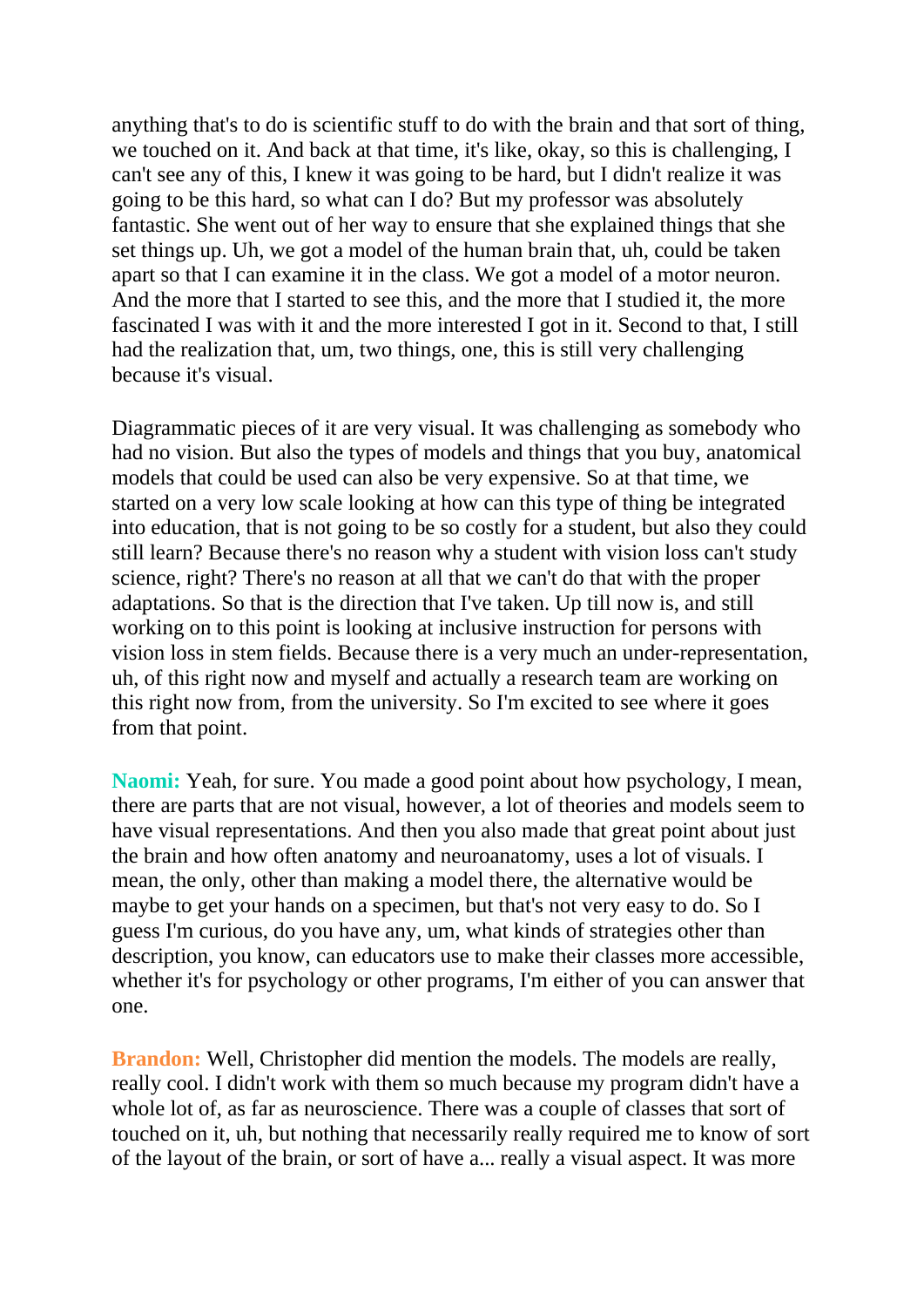anything that's to do is scientific stuff to do with the brain and that sort of thing, we touched on it. And back at that time, it's like, okay, so this is challenging, I can't see any of this, I knew it was going to be hard, but I didn't realize it was going to be this hard, so what can I do? But my professor was absolutely fantastic. She went out of her way to ensure that she explained things that she set things up. Uh, we got a model of the human brain that, uh, could be taken apart so that I can examine it in the class. We got a model of a motor neuron. And the more that I started to see this, and the more that I studied it, the more fascinated I was with it and the more interested I got in it. Second to that, I still had the realization that, um, two things, one, this is still very challenging because it's visual.

Diagrammatic pieces of it are very visual. It was challenging as somebody who had no vision. But also the types of models and things that you buy, anatomical models that could be used can also be very expensive. So at that time, we started on a very low scale looking at how can this type of thing be integrated into education, that is not going to be so costly for a student, but also they could still learn? Because there's no reason why a student with vision loss can't study science, right? There's no reason at all that we can't do that with the proper adaptations. So that is the direction that I've taken. Up till now is, and still working on to this point is looking at inclusive instruction for persons with vision loss in stem fields. Because there is a very much an under-representation, uh, of this right now and myself and actually a research team are working on this right now from, from the university. So I'm excited to see where it goes from that point.

**Naomi:** Yeah, for sure. You made a good point about how psychology, I mean, there are parts that are not visual, however, a lot of theories and models seem to have visual representations. And then you also made that great point about just the brain and how often anatomy and neuroanatomy, uses a lot of visuals. I mean, the only, other than making a model there, the alternative would be maybe to get your hands on a specimen, but that's not very easy to do. So I guess I'm curious, do you have any, um, what kinds of strategies other than description, you know, can educators use to make their classes more accessible, whether it's for psychology or other programs, I'm either of you can answer that one.

**Brandon:** Well, Christopher did mention the models. The models are really, really cool. I didn't work with them so much because my program didn't have a whole lot of, as far as neuroscience. There was a couple of classes that sort of touched on it, uh, but nothing that necessarily really required me to know of sort of the layout of the brain, or sort of have a... really a visual aspect. It was more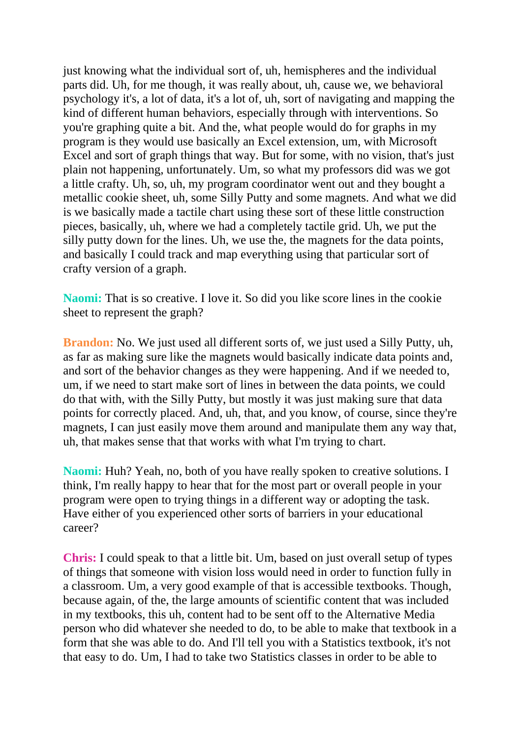just knowing what the individual sort of, uh, hemispheres and the individual parts did. Uh, for me though, it was really about, uh, cause we, we behavioral psychology it's, a lot of data, it's a lot of, uh, sort of navigating and mapping the kind of different human behaviors, especially through with interventions. So you're graphing quite a bit. And the, what people would do for graphs in my program is they would use basically an Excel extension, um, with Microsoft Excel and sort of graph things that way. But for some, with no vision, that's just plain not happening, unfortunately. Um, so what my professors did was we got a little crafty. Uh, so, uh, my program coordinator went out and they bought a metallic cookie sheet, uh, some Silly Putty and some magnets. And what we did is we basically made a tactile chart using these sort of these little construction pieces, basically, uh, where we had a completely tactile grid. Uh, we put the silly putty down for the lines. Uh, we use the, the magnets for the data points, and basically I could track and map everything using that particular sort of crafty version of a graph.

**Naomi:** That is so creative. I love it. So did you like score lines in the cookie sheet to represent the graph?

**Brandon:** No. We just used all different sorts of, we just used a Silly Putty, uh, as far as making sure like the magnets would basically indicate data points and, and sort of the behavior changes as they were happening. And if we needed to, um, if we need to start make sort of lines in between the data points, we could do that with, with the Silly Putty, but mostly it was just making sure that data points for correctly placed. And, uh, that, and you know, of course, since they're magnets, I can just easily move them around and manipulate them any way that, uh, that makes sense that that works with what I'm trying to chart.

**Naomi:** Huh? Yeah, no, both of you have really spoken to creative solutions. I think, I'm really happy to hear that for the most part or overall people in your program were open to trying things in a different way or adopting the task. Have either of you experienced other sorts of barriers in your educational career?

**Chris:** I could speak to that a little bit. Um, based on just overall setup of types of things that someone with vision loss would need in order to function fully in a classroom. Um, a very good example of that is accessible textbooks. Though, because again, of the, the large amounts of scientific content that was included in my textbooks, this uh, content had to be sent off to the Alternative Media person who did whatever she needed to do, to be able to make that textbook in a form that she was able to do. And I'll tell you with a Statistics textbook, it's not that easy to do. Um, I had to take two Statistics classes in order to be able to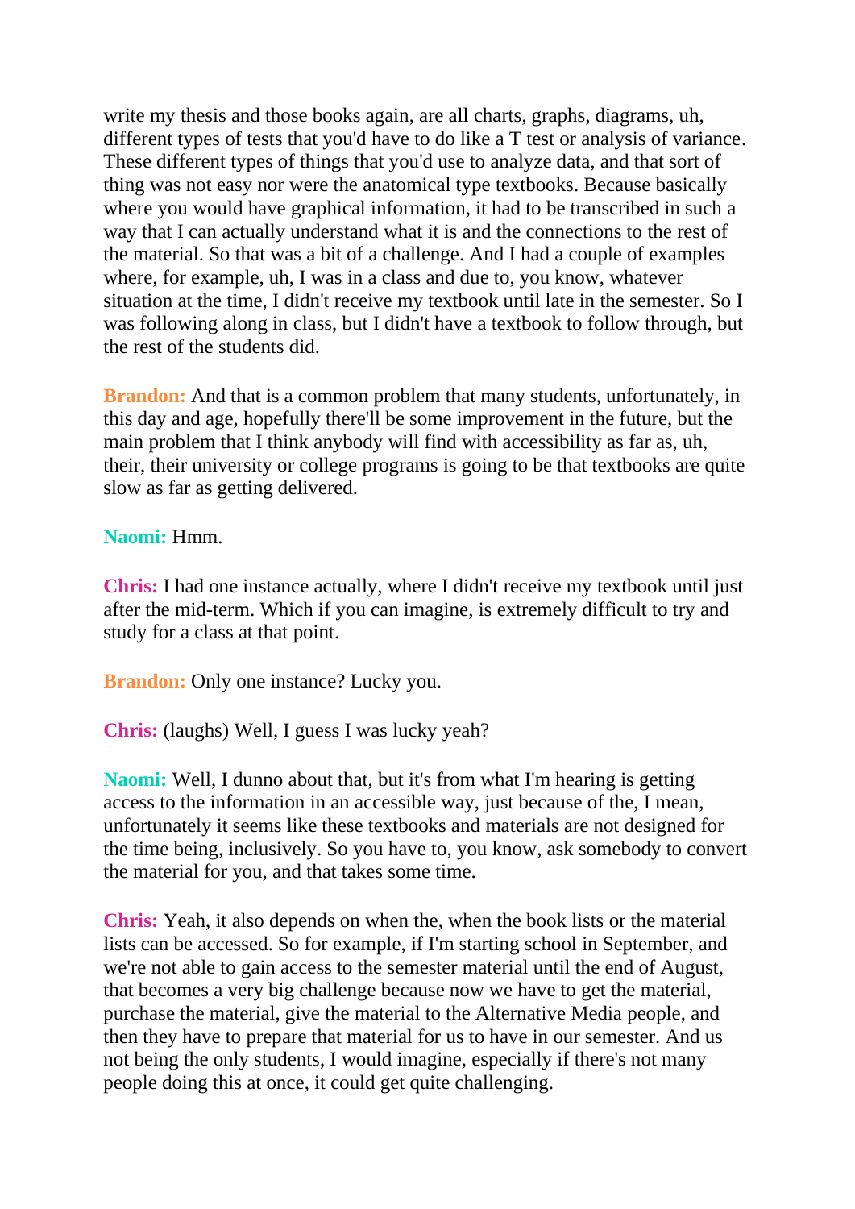write my thesis and those books again, are all charts, graphs, diagrams, uh, different types of tests that you'd have to do like a T test or analysis of variance. These different types of things that you'd use to analyze data, and that sort of thing was not easy nor were the anatomical type textbooks. Because basically where you would have graphical information, it had to be transcribed in such a way that I can actually understand what it is and the connections to the rest of the material. So that was a bit of a challenge. And I had a couple of examples where, for example, uh, I was in a class and due to, you know, whatever situation at the time, I didn't receive my textbook until late in the semester. So I was following along in class, but I didn't have a textbook to follow through, but the rest of the students did.

**Brandon:** And that is a common problem that many students, unfortunately, in this day and age, hopefully there'll be some improvement in the future, but the main problem that I think anybody will find with accessibility as far as, uh, their, their university or college programs is going to be that textbooks are quite slow as far as getting delivered.

**Naomi:** Hmm.

**Chris:** I had one instance actually, where I didn't receive my textbook until just after the mid-term. Which if you can imagine, is extremely difficult to try and study for a class at that point.

**Brandon:** Only one instance? Lucky you.

**Chris:** (laughs) Well, I guess I was lucky yeah?

**Naomi:** Well, I dunno about that, but it's from what I'm hearing is getting access to the information in an accessible way, just because of the, I mean, unfortunately it seems like these textbooks and materials are not designed for the time being, inclusively. So you have to, you know, ask somebody to convert the material for you, and that takes some time.

**Chris:** Yeah, it also depends on when the, when the book lists or the material lists can be accessed. So for example, if I'm starting school in September, and we're not able to gain access to the semester material until the end of August, that becomes a very big challenge because now we have to get the material, purchase the material, give the material to the Alternative Media people, and then they have to prepare that material for us to have in our semester. And us not being the only students, I would imagine, especially if there's not many people doing this at once, it could get quite challenging.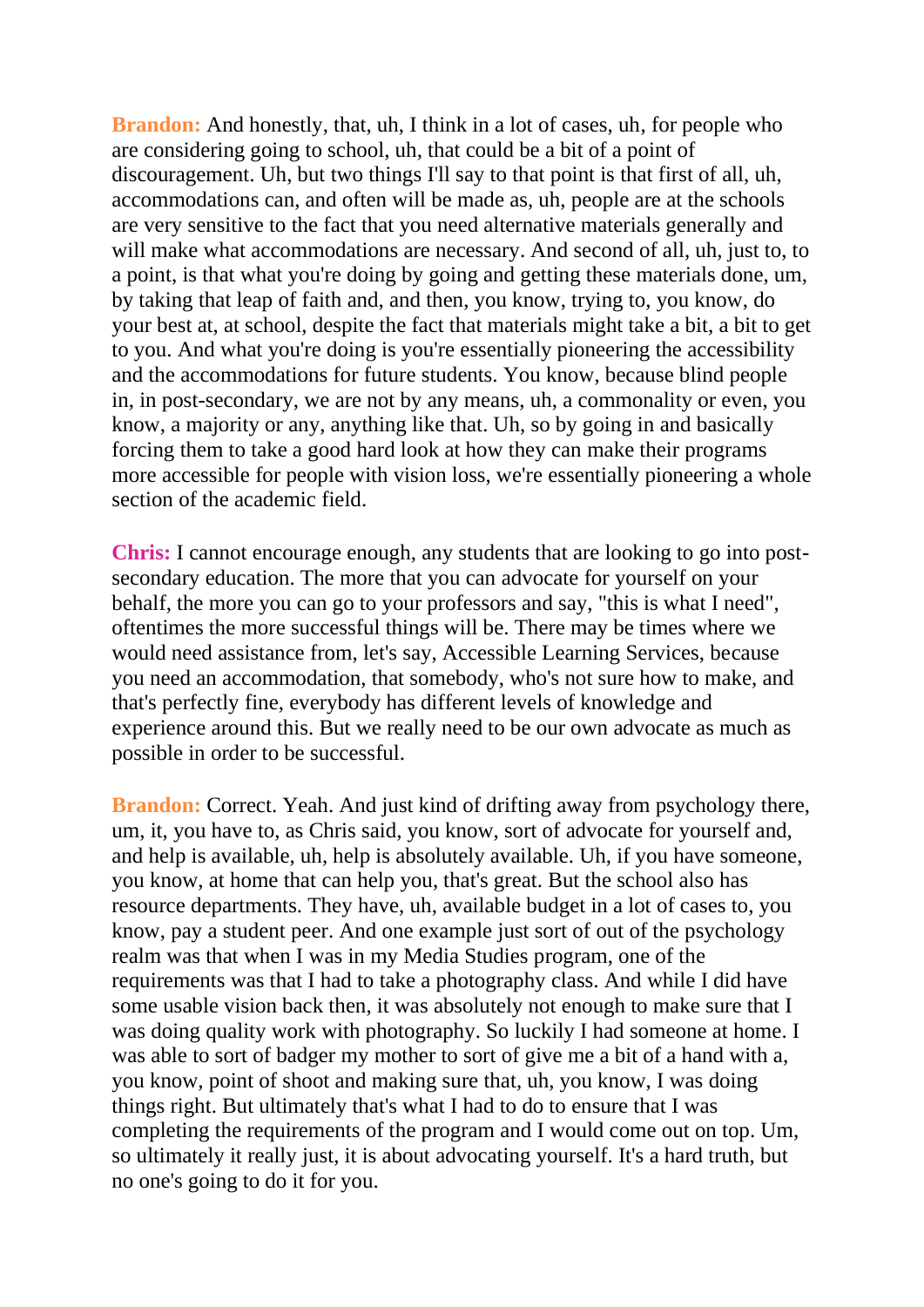**Brandon:** And honestly, that, uh, I think in a lot of cases, uh, for people who are considering going to school, uh, that could be a bit of a point of discouragement. Uh, but two things I'll say to that point is that first of all, uh, accommodations can, and often will be made as, uh, people are at the schools are very sensitive to the fact that you need alternative materials generally and will make what accommodations are necessary. And second of all, uh, just to, to a point, is that what you're doing by going and getting these materials done, um, by taking that leap of faith and, and then, you know, trying to, you know, do your best at, at school, despite the fact that materials might take a bit, a bit to get to you. And what you're doing is you're essentially pioneering the accessibility and the accommodations for future students. You know, because blind people in, in post-secondary, we are not by any means, uh, a commonality or even, you know, a majority or any, anything like that. Uh, so by going in and basically forcing them to take a good hard look at how they can make their programs more accessible for people with vision loss, we're essentially pioneering a whole section of the academic field.

**Chris:** I cannot encourage enough, any students that are looking to go into post-secondary education. The more that you can advocate for yourself on your behalf, the more you can go to your professors and say, "this is what I need", oftentimes the more successful things will be. There may be times where we would need assistance from, let's say, Accessible Learning Services, because you need an accommodation, that somebody, who's not sure how to make, and that's perfectly fine, everybody has different levels of knowledge and experience around this. But we really need to be our own advocate as much as possible in order to be successful.

**Brandon:** Correct. Yeah. And just kind of drifting away from psychology there, um, it, you have to, as Chris said, you know, sort of advocate for yourself and, and help is available, uh, help is absolutely available. Uh, if you have someone, you know, at home that can help you, that's great. But the school also has resource departments. They have, uh, available budget in a lot of cases to, you know, pay a student peer. And one example just sort of out of the psychology realm was that when I was in my Media Studies program, one of the requirements was that I had to take a photography class. And while I did have some usable vision back then, it was absolutely not enough to make sure that I was doing quality work with photography. So luckily I had someone at home. I was able to sort of badger my mother to sort of give me a bit of a hand with a, you know, point of shoot and making sure that, uh, you know, I was doing things right. But ultimately that's what I had to do to ensure that I was completing the requirements of the program and I would come out on top. Um, so ultimately it really just, it is about advocating yourself. It's a hard truth, but no one's going to do it for you.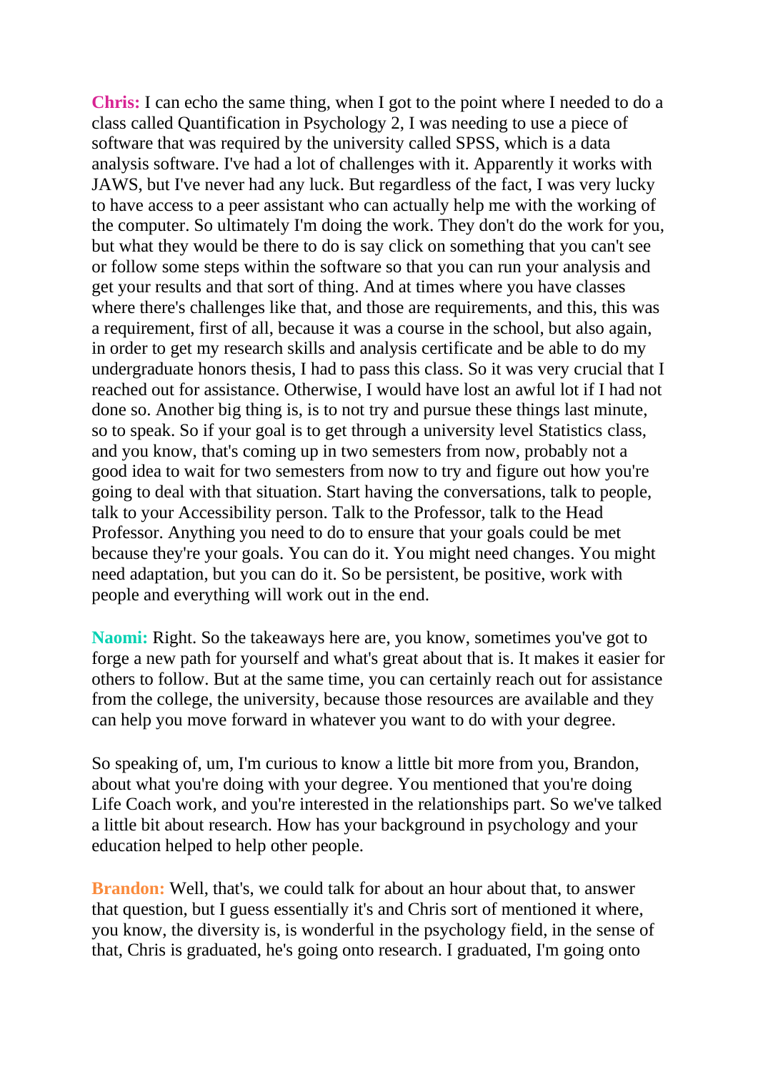**Chris:** I can echo the same thing, when I got to the point where I needed to do a class called Quantification in Psychology 2, I was needing to use a piece of software that was required by the university called SPSS, which is a data analysis software. I've had a lot of challenges with it. Apparently it works with JAWS, but I've never had any luck. But regardless of the fact, I was very lucky to have access to a peer assistant who can actually help me with the working of the computer. So ultimately I'm doing the work. They don't do the work for you, but what they would be there to do is say click on something that you can't see or follow some steps within the software so that you can run your analysis and get your results and that sort of thing. And at times where you have classes where there's challenges like that, and those are requirements, and this, this was a requirement, first of all, because it was a course in the school, but also again, in order to get my research skills and analysis certificate and be able to do my undergraduate honors thesis, I had to pass this class. So it was very crucial that I reached out for assistance. Otherwise, I would have lost an awful lot if I had not done so. Another big thing is, is to not try and pursue these things last minute, so to speak. So if your goal is to get through a university level Statistics class, and you know, that's coming up in two semesters from now, probably not a good idea to wait for two semesters from now to try and figure out how you're going to deal with that situation. Start having the conversations, talk to people, talk to your Accessibility person. Talk to the Professor, talk to the Head Professor. Anything you need to do to ensure that your goals could be met because they're your goals. You can do it. You might need changes. You might need adaptation, but you can do it. So be persistent, be positive, work with people and everything will work out in the end.

**Naomi:** Right. So the takeaways here are, you know, sometimes you've got to forge a new path for yourself and what's great about that is. It makes it easier for others to follow. But at the same time, you can certainly reach out for assistance from the college, the university, because those resources are available and they can help you move forward in whatever you want to do with your degree.

So speaking of, um, I'm curious to know a little bit more from you, Brandon, about what you're doing with your degree. You mentioned that you're doing Life Coach work, and you're interested in the relationships part. So we've talked a little bit about research. How has your background in psychology and your education helped to help other people.

**Brandon:** Well, that's, we could talk for about an hour about that, to answer that question, but I guess essentially it's and Chris sort of mentioned it where, you know, the diversity is, is wonderful in the psychology field, in the sense of that, Chris is graduated, he's going onto research. I graduated, I'm going onto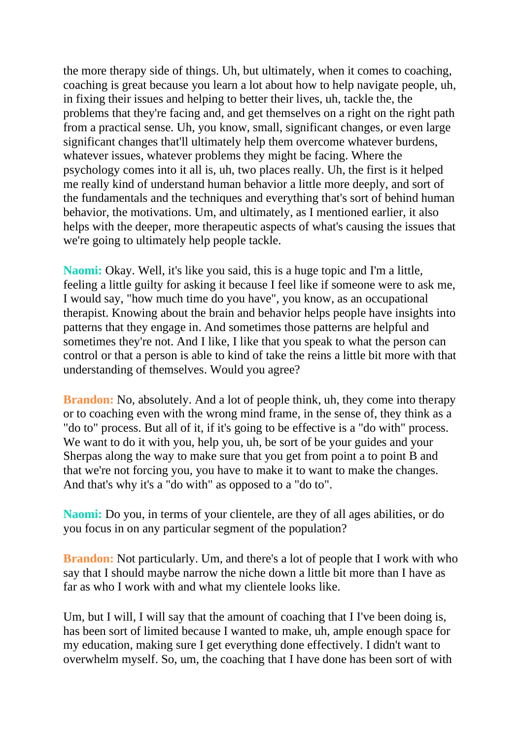the more therapy side of things. Uh, but ultimately, when it comes to coaching, coaching is great because you learn a lot about how to help navigate people, uh, in fixing their issues and helping to better their lives, uh, tackle the, the problems that they're facing and, and get themselves on a right on the right path from a practical sense. Uh, you know, small, significant changes, or even large significant changes that'll ultimately help them overcome whatever burdens, whatever issues, whatever problems they might be facing. Where the psychology comes into it all is, uh, two places really. Uh, the first is it helped me really kind of understand human behavior a little more deeply, and sort of the fundamentals and the techniques and everything that's sort of behind human behavior, the motivations. Um, and ultimately, as I mentioned earlier, it also helps with the deeper, more therapeutic aspects of what's causing the issues that we're going to ultimately help people tackle.

**Naomi:** Okay. Well, it's like you said, this is a huge topic and I'm a little, feeling a little guilty for asking it because I feel like if someone were to ask me, I would say, "how much time do you have", you know, as an occupational therapist. Knowing about the brain and behavior helps people have insights into patterns that they engage in. And sometimes those patterns are helpful and sometimes they're not. And I like, I like that you speak to what the person can control or that a person is able to kind of take the reins a little bit more with that understanding of themselves. Would you agree?

**Brandon:** No, absolutely. And a lot of people think, uh, they come into therapy or to coaching even with the wrong mind frame, in the sense of, they think as a "do to" process. But all of it, if it's going to be effective is a "do with" process. We want to do it with you, help you, uh, be sort of be your guides and your Sherpas along the way to make sure that you get from point a to point B and that we're not forcing you, you have to make it to want to make the changes. And that's why it's a "do with" as opposed to a "do to".

**Naomi:** Do you, in terms of your clientele, are they of all ages abilities, or do you focus in on any particular segment of the population?

**Brandon:** Not particularly. Um, and there's a lot of people that I work with who say that I should maybe narrow the niche down a little bit more than I have as far as who I work with and what my clientele looks like.

Um, but I will, I will say that the amount of coaching that I I've been doing is, has been sort of limited because I wanted to make, uh, ample enough space for my education, making sure I get everything done effectively. I didn't want to overwhelm myself. So, um, the coaching that I have done has been sort of with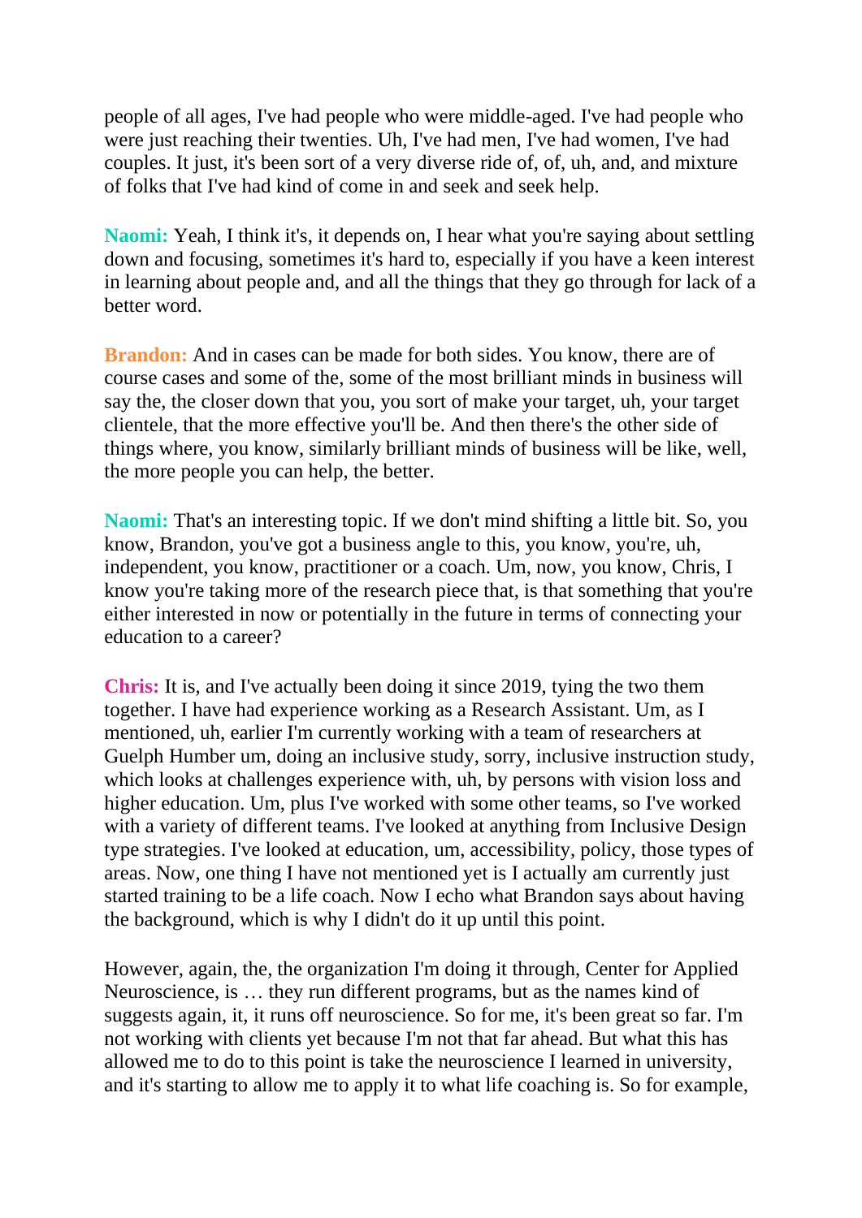people of all ages, I've had people who were middle-aged. I've had people who were just reaching their twenties. Uh, I've had men, I've had women, I've had couples. It just, it's been sort of a very diverse ride of, of, uh, and, and mixture of folks that I've had kind of come in and seek and seek help.

**Naomi:** Yeah, I think it's, it depends on, I hear what you're saying about settling down and focusing, sometimes it's hard to, especially if you have a keen interest in learning about people and, and all the things that they go through for lack of a better word.

**Brandon:** And in cases can be made for both sides. You know, there are of course cases and some of the, some of the most brilliant minds in business will say the, the closer down that you, you sort of make your target, uh, your target clientele, that the more effective you'll be. And then there's the other side of things where, you know, similarly brilliant minds of business will be like, well, the more people you can help, the better.

**Naomi:** That's an interesting topic. If we don't mind shifting a little bit. So, you know, Brandon, you've got a business angle to this, you know, you're, uh, independent, you know, practitioner or a coach. Um, now, you know, Chris, I know you're taking more of the research piece that, is that something that you're either interested in now or potentially in the future in terms of connecting your education to a career?

**Chris:** It is, and I've actually been doing it since 2019, tying the two them together. I have had experience working as a Research Assistant. Um, as I mentioned, uh, earlier I'm currently working with a team of researchers at Guelph Humber um, doing an inclusive study, sorry, inclusive instruction study, which looks at challenges experience with, uh, by persons with vision loss and higher education. Um, plus I've worked with some other teams, so I've worked with a variety of different teams. I've looked at anything from Inclusive Design type strategies. I've looked at education, um, accessibility, policy, those types of areas. Now, one thing I have not mentioned yet is I actually am currently just started training to be a life coach. Now I echo what Brandon says about having the background, which is why I didn't do it up until this point.

However, again, the, the organization I'm doing it through, Center for Applied Neuroscience, is … they run different programs, but as the names kind of suggests again, it, it runs off neuroscience. So for me, it's been great so far. I'm not working with clients yet because I'm not that far ahead. But what this has allowed me to do to this point is take the neuroscience I learned in university, and it's starting to allow me to apply it to what life coaching is. So for example,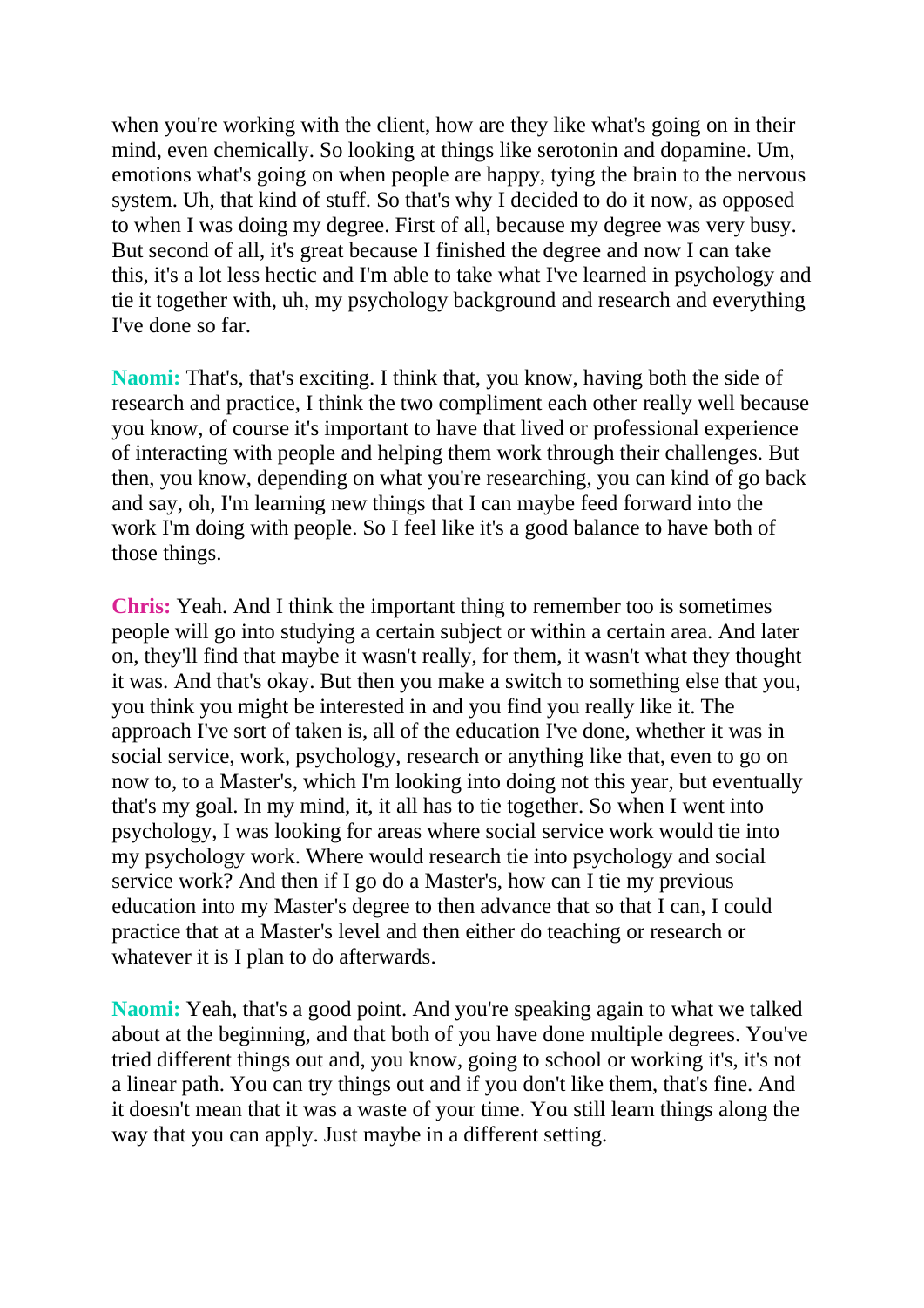when you're working with the client, how are they like what's going on in their mind, even chemically. So looking at things like serotonin and dopamine. Um, emotions what's going on when people are happy, tying the brain to the nervous system. Uh, that kind of stuff. So that's why I decided to do it now, as opposed to when I was doing my degree. First of all, because my degree was very busy. But second of all, it's great because I finished the degree and now I can take this, it's a lot less hectic and I'm able to take what I've learned in psychology and tie it together with, uh, my psychology background and research and everything I've done so far.

**Naomi:** That's, that's exciting. I think that, you know, having both the side of research and practice, I think the two compliment each other really well because you know, of course it's important to have that lived or professional experience of interacting with people and helping them work through their challenges. But then, you know, depending on what you're researching, you can kind of go back and say, oh, I'm learning new things that I can maybe feed forward into the work I'm doing with people. So I feel like it's a good balance to have both of those things.

**Chris:** Yeah. And I think the important thing to remember too is sometimes people will go into studying a certain subject or within a certain area. And later on, they'll find that maybe it wasn't really, for them, it wasn't what they thought it was. And that's okay. But then you make a switch to something else that you, you think you might be interested in and you find you really like it. The approach I've sort of taken is, all of the education I've done, whether it was in social service, work, psychology, research or anything like that, even to go on now to, to a Master's, which I'm looking into doing not this year, but eventually that's my goal. In my mind, it, it all has to tie together. So when I went into psychology, I was looking for areas where social service work would tie into my psychology work. Where would research tie into psychology and social service work? And then if I go do a Master's, how can I tie my previous education into my Master's degree to then advance that so that I can, I could practice that at a Master's level and then either do teaching or research or whatever it is I plan to do afterwards.

**Naomi:** Yeah, that's a good point. And you're speaking again to what we talked about at the beginning, and that both of you have done multiple degrees. You've tried different things out and, you know, going to school or working it's, it's not a linear path. You can try things out and if you don't like them, that's fine. And it doesn't mean that it was a waste of your time. You still learn things along the way that you can apply. Just maybe in a different setting.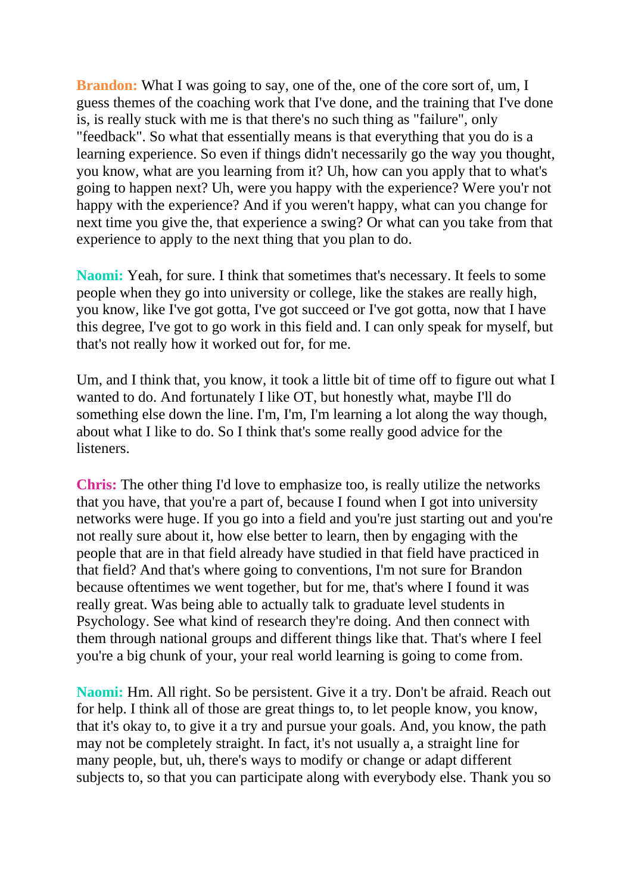**Brandon:** What I was going to say, one of the, one of the core sort of, um, I guess themes of the coaching work that I've done, and the training that I've done is, is really stuck with me is that there's no such thing as "failure", only "feedback". So what that essentially means is that everything that you do is a learning experience. So even if things didn't necessarily go the way you thought, you know, what are you learning from it? Uh, how can you apply that to what's going to happen next? Uh, were you happy with the experience? Were you'r not happy with the experience? And if you weren't happy, what can you change for next time you give the, that experience a swing? Or what can you take from that experience to apply to the next thing that you plan to do.

**Naomi:** Yeah, for sure. I think that sometimes that's necessary. It feels to some people when they go into university or college, like the stakes are really high, you know, like I've got gotta, I've got succeed or I've got gotta, now that I have this degree, I've got to go work in this field and. I can only speak for myself, but that's not really how it worked out for, for me.

Um, and I think that, you know, it took a little bit of time off to figure out what I wanted to do. And fortunately I like OT, but honestly what, maybe I'll do something else down the line. I'm, I'm, I'm learning a lot along the way though, about what I like to do. So I think that's some really good advice for the listeners.

**Chris:** The other thing I'd love to emphasize too, is really utilize the networks that you have, that you're a part of, because I found when I got into university networks were huge. If you go into a field and you're just starting out and you're not really sure about it, how else better to learn, then by engaging with the people that are in that field already have studied in that field have practiced in that field? And that's where going to conventions, I'm not sure for Brandon because oftentimes we went together, but for me, that's where I found it was really great. Was being able to actually talk to graduate level students in Psychology. See what kind of research they're doing. And then connect with them through national groups and different things like that. That's where I feel you're a big chunk of your, your real world learning is going to come from.

**Naomi:** Hm. All right. So be persistent. Give it a try. Don't be afraid. Reach out for help. I think all of those are great things to, to let people know, you know, that it's okay to, to give it a try and pursue your goals. And, you know, the path may not be completely straight. In fact, it's not usually a, a straight line for many people, but, uh, there's ways to modify or change or adapt different subjects to, so that you can participate along with everybody else. Thank you so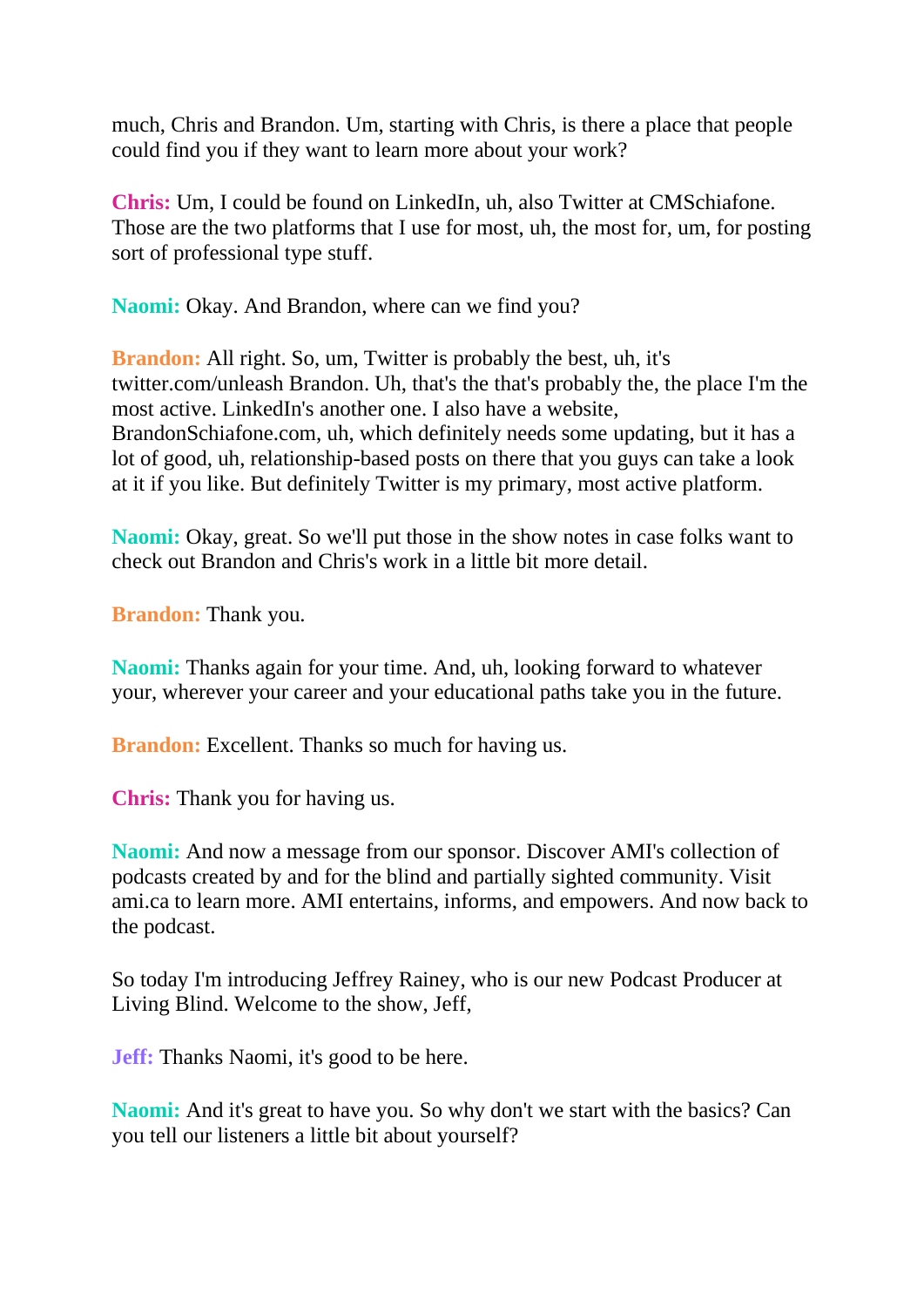much, Chris and Brandon. Um, starting with Chris, is there a place that people could find you if they want to learn more about your work?

**Chris:** Um, I could be found on LinkedIn, uh, also Twitter at CMSchiafone. Those are the two platforms that I use for most, uh, the most for, um, for posting sort of professional type stuff.

**Naomi:** Okay. And Brandon, where can we find you?

**Brandon:** All right. So, um, Twitter is probably the best, uh, it's twitter.com/unleash Brandon. Uh, that's the that's probably the, the place I'm the most active. LinkedIn's another one. I also have a website, BrandonSchiafone.com, uh, which definitely needs some updating, but it has a lot of good, uh, relationship-based posts on there that you guys can take a look at it if you like. But definitely Twitter is my primary, most active platform.

**Naomi:** Okay, great. So we'll put those in the show notes in case folks want to check out Brandon and Chris's work in a little bit more detail.

**Brandon:** Thank you.

**Naomi:** Thanks again for your time. And, uh, looking forward to whatever your, wherever your career and your educational paths take you in the future.

**Brandon:** Excellent. Thanks so much for having us.

**Chris:** Thank you for having us.

**Naomi:** And now a message from our sponsor. Discover AMI's collection of podcasts created by and for the blind and partially sighted community. Visit ami.ca to learn more. AMI entertains, informs, and empowers. And now back to the podcast.

So today I'm introducing Jeffrey Rainey, who is our new Podcast Producer at Living Blind. Welcome to the show, Jeff,

**Jeff:** Thanks Naomi, it's good to be here.

**Naomi:** And it's great to have you. So why don't we start with the basics? Can you tell our listeners a little bit about yourself?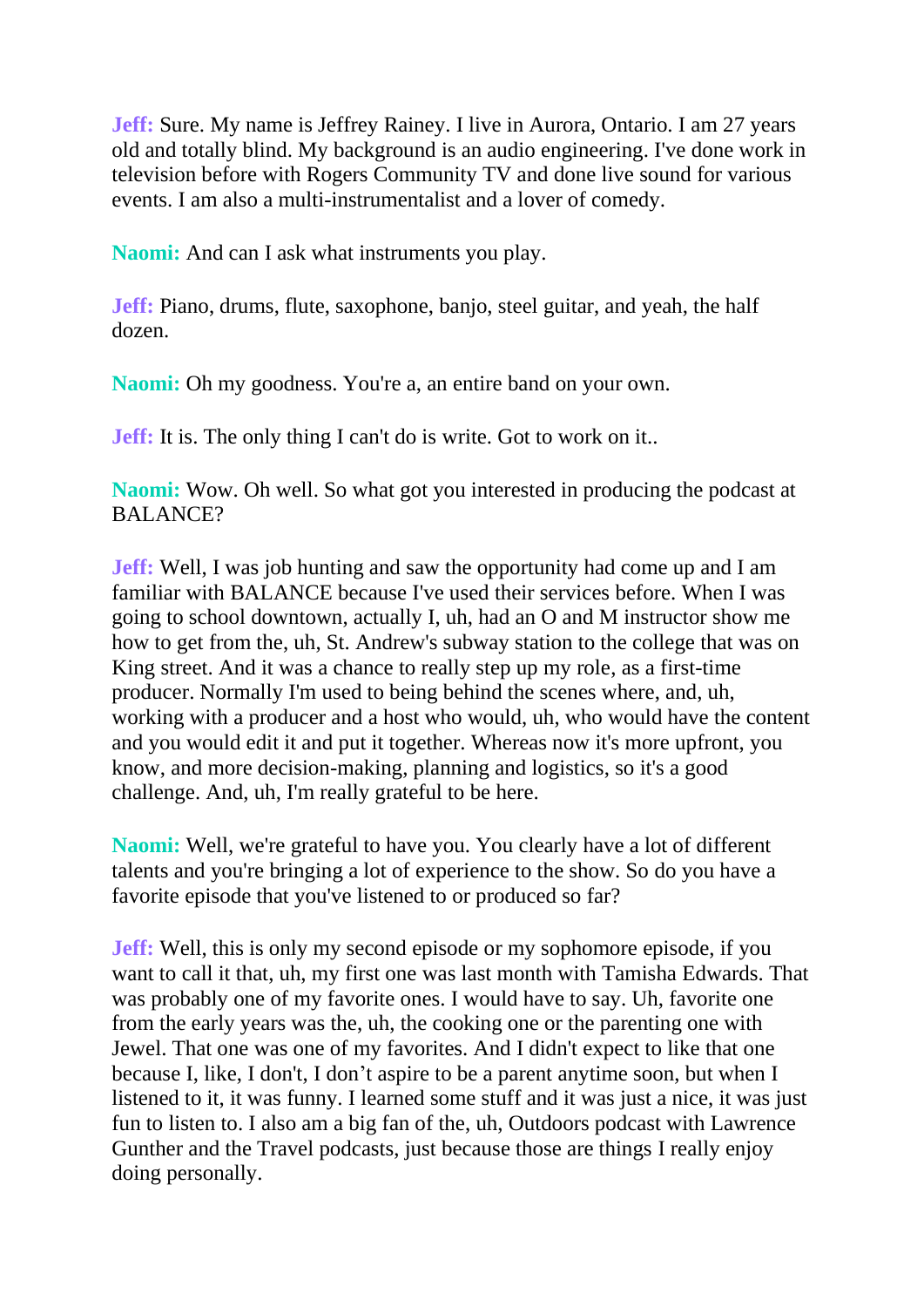**Jeff:** Sure. My name is Jeffrey Rainey. I live in Aurora, Ontario. I am 27 years old and totally blind. My background is an audio engineering. I've done work in television before with Rogers Community TV and done live sound for various events. I am also a multi-instrumentalist and a lover of comedy.

**Naomi:** And can I ask what instruments you play.

**Jeff:** Piano, drums, flute, saxophone, banjo, steel guitar, and yeah, the half dozen.

**Naomi:** Oh my goodness. You're a, an entire band on your own.

**Jeff:** It is. The only thing I can't do is write. Got to work on it..

**Naomi:** Wow. Oh well. So what got you interested in producing the podcast at BALANCE?

**Jeff:** Well, I was job hunting and saw the opportunity had come up and I am familiar with BALANCE because I've used their services before. When I was going to school downtown, actually I, uh, had an O and M instructor show me how to get from the, uh, St. Andrew's subway station to the college that was on King street. And it was a chance to really step up my role, as a first-time producer. Normally I'm used to being behind the scenes where, and, uh, working with a producer and a host who would, uh, who would have the content and you would edit it and put it together. Whereas now it's more upfront, you know, and more decision-making, planning and logistics, so it's a good challenge. And, uh, I'm really grateful to be here.

**Naomi:** Well, we're grateful to have you. You clearly have a lot of different talents and you're bringing a lot of experience to the show. So do you have a favorite episode that you've listened to or produced so far?

**Jeff:** Well, this is only my second episode or my sophomore episode, if you want to call it that, uh, my first one was last month with Tamisha Edwards. That was probably one of my favorite ones. I would have to say. Uh, favorite one from the early years was the, uh, the cooking one or the parenting one with Jewel. That one was one of my favorites. And I didn't expect to like that one because I, like, I don't, I don't aspire to be a parent anytime soon, but when I listened to it, it was funny. I learned some stuff and it was just a nice, it was just fun to listen to. I also am a big fan of the, uh, Outdoors podcast with Lawrence Gunther and the Travel podcasts, just because those are things I really enjoy doing personally.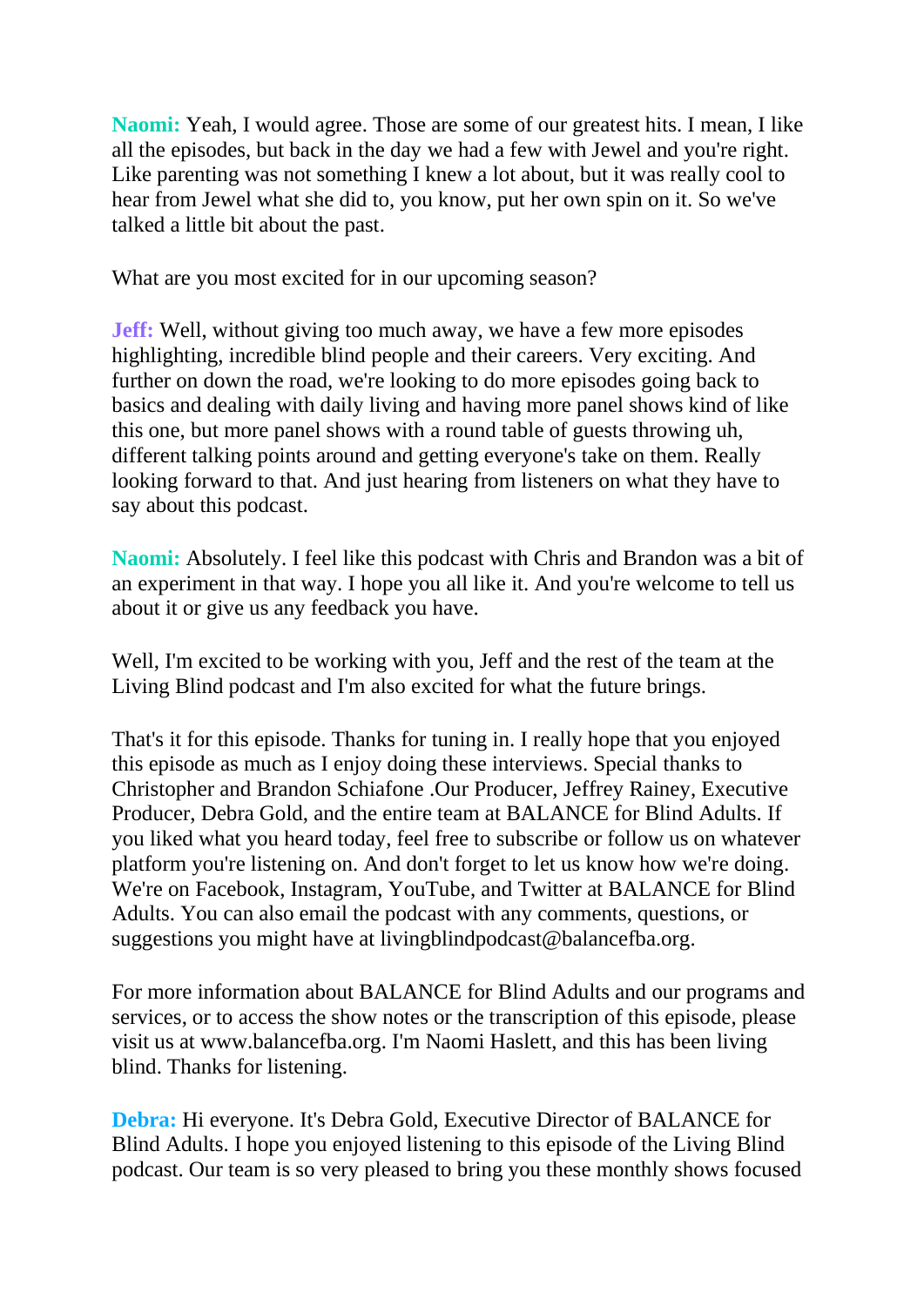**Naomi:** Yeah, I would agree. Those are some of our greatest hits. I mean, I like all the episodes, but back in the day we had a few with Jewel and you're right. Like parenting was not something I knew a lot about, but it was really cool to hear from Jewel what she did to, you know, put her own spin on it. So we've talked a little bit about the past.

What are you most excited for in our upcoming season?

**Jeff:** Well, without giving too much away, we have a few more episodes highlighting, incredible blind people and their careers. Very exciting. And further on down the road, we're looking to do more episodes going back to basics and dealing with daily living and having more panel shows kind of like this one, but more panel shows with a round table of guests throwing uh, different talking points around and getting everyone's take on them. Really looking forward to that. And just hearing from listeners on what they have to say about this podcast.

**Naomi:** Absolutely. I feel like this podcast with Chris and Brandon was a bit of an experiment in that way. I hope you all like it. And you're welcome to tell us about it or give us any feedback you have.

Well, I'm excited to be working with you, Jeff and the rest of the team at the Living Blind podcast and I'm also excited for what the future brings.

That's it for this episode. Thanks for tuning in. I really hope that you enjoyed this episode as much as I enjoy doing these interviews. Special thanks to Christopher and Brandon Schiafone .Our Producer, Jeffrey Rainey, Executive Producer, Debra Gold, and the entire team at BALANCE for Blind Adults. If you liked what you heard today, feel free to subscribe or follow us on whatever platform you're listening on. And don't forget to let us know how we're doing. We're on Facebook, Instagram, YouTube, and Twitter at BALANCE for Blind Adults. You can also email the podcast with any comments, questions, or suggestions you might have at livingblindpodcast@balancefba.org.

For more information about BALANCE for Blind Adults and our programs and services, or to access the show notes or the transcription of this episode, please visit us at www.balancefba.org. I'm Naomi Haslett, and this has been living blind. Thanks for listening.

**Debra:** Hi everyone. It's Debra Gold, Executive Director of BALANCE for Blind Adults. I hope you enjoyed listening to this episode of the Living Blind podcast. Our team is so very pleased to bring you these monthly shows focused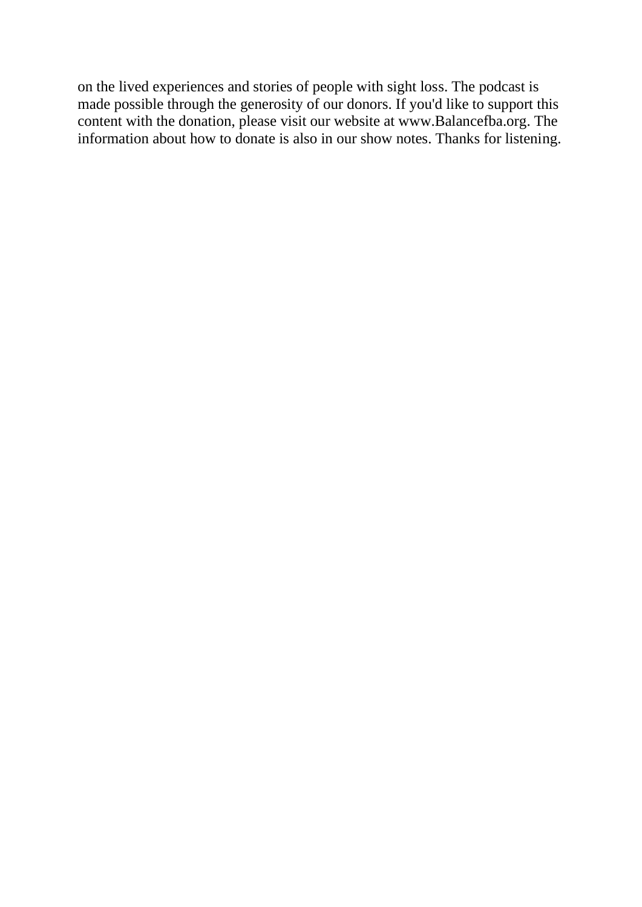on the lived experiences and stories of people with sight loss. The podcast is made possible through the generosity of our donors. If you'd like to support this content with the donation, please visit our website at www.Balancefba.org. The information about how to donate is also in our show notes. Thanks for listening.